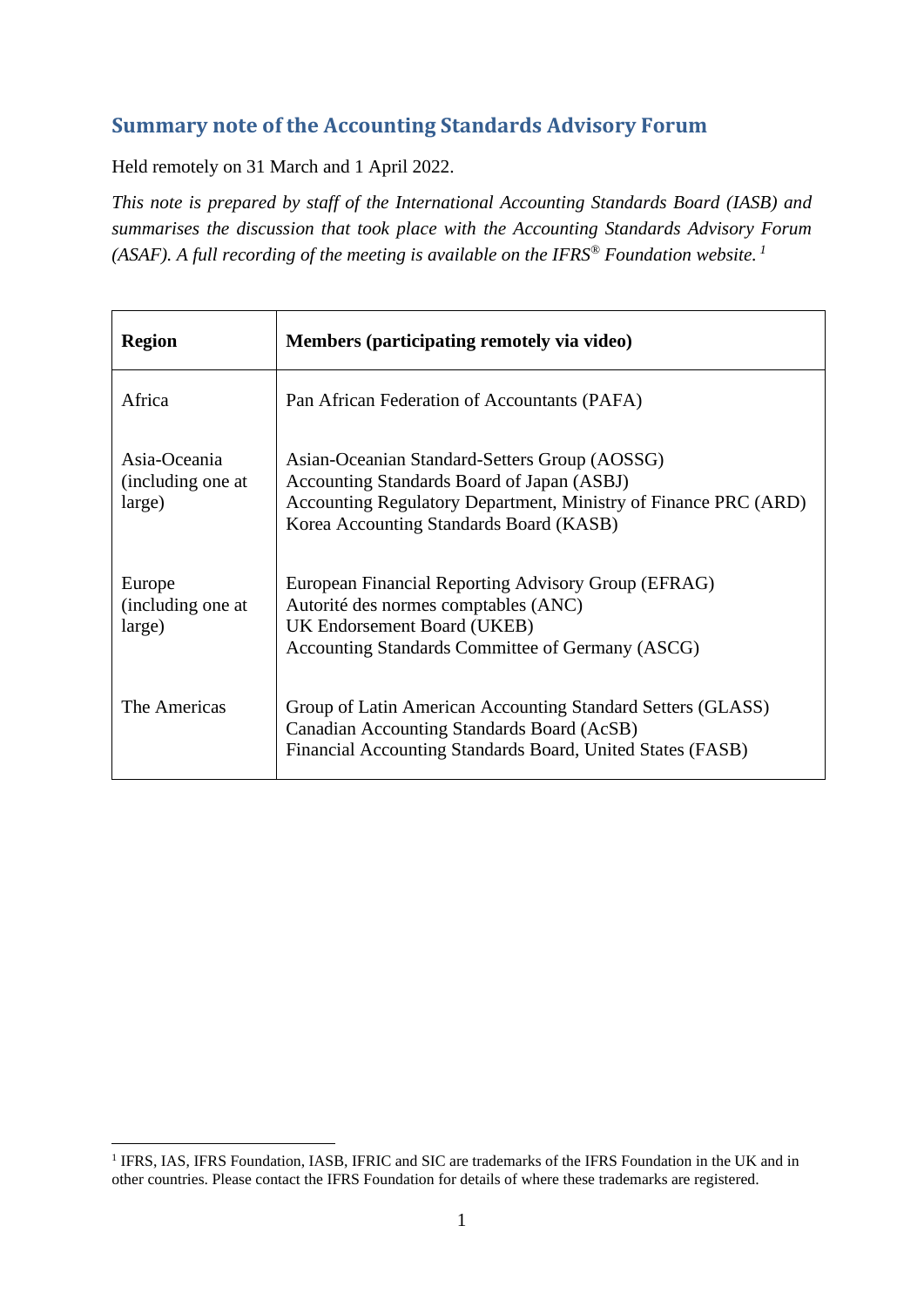## Summary note of the Accounting Standards Advisory Forum

Held remotely on 31 March and 1 April 2022.

*This note is prepared by staff of the International Accounting Standards Board (IASB) and summarises the discussion that took place with the Accounting Standards Advisory Forum (ASAF). A full recording of the meeting is available on the IFRS® Foundation website.* [1]

| Region | Members (participating remotely via video) |
|---|---|
| Africa | Pan African Federation of Accountants (PAFA) |
| Asia-Oceania (including one at large) | Asian-Oceanian Standard-Setters Group (AOSSG)<br>Accounting Standards Board of Japan (ASBJ)<br>Accounting Regulatory Department, Ministry of Finance PRC (ARD)<br>Korea Accounting Standards Board (KASB) |
| Europe (including one at large) | European Financial Reporting Advisory Group (EFRAG)<br>Autorité des normes comptables (ANC)<br>UK Endorsement Board (UKEB)<br>Accounting Standards Committee of Germany (ASCG) |
| The Americas | Group of Latin American Accounting Standard Setters (GLASS)<br>Canadian Accounting Standards Board (AcSB)<br>Financial Accounting Standards Board, United States (FASB) |

[1] IFRS, IAS, IFRS Foundation, IASB, IFRIC and SIC are trademarks of the IFRS Foundation in the UK and in other countries. Please contact the IFRS Foundation for details of where these trademarks are registered.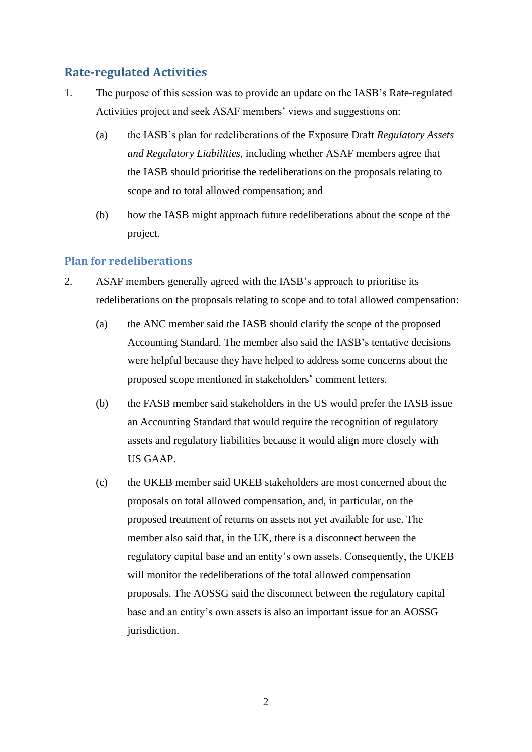## Rate-regulated Activities

1. The purpose of this session was to provide an update on the IASB's Rate-regulated Activities project and seek ASAF members' views and suggestions on:

    (a) the IASB's plan for redeliberations of the Exposure Draft *Regulatory Assets and Regulatory Liabilities*, including whether ASAF members agree that the IASB should prioritise the redeliberations on the proposals relating to scope and to total allowed compensation; and

    (b) how the IASB might approach future redeliberations about the scope of the project.

### Plan for redeliberations

2. ASAF members generally agreed with the IASB's approach to prioritise its redeliberations on the proposals relating to scope and to total allowed compensation:

    (a) the ANC member said the IASB should clarify the scope of the proposed Accounting Standard. The member also said the IASB's tentative decisions were helpful because they have helped to address some concerns about the proposed scope mentioned in stakeholders' comment letters.

    (b) the FASB member said stakeholders in the US would prefer the IASB issue an Accounting Standard that would require the recognition of regulatory assets and regulatory liabilities because it would align more closely with US GAAP.

    (c) the UKEB member said UKEB stakeholders are most concerned about the proposals on total allowed compensation, and, in particular, on the proposed treatment of returns on assets not yet available for use. The member also said that, in the UK, there is a disconnect between the regulatory capital base and an entity's own assets. Consequently, the UKEB will monitor the redeliberations of the total allowed compensation proposals. The AOSSG said the disconnect between the regulatory capital base and an entity's own assets is also an important issue for an AOSSG jurisdiction.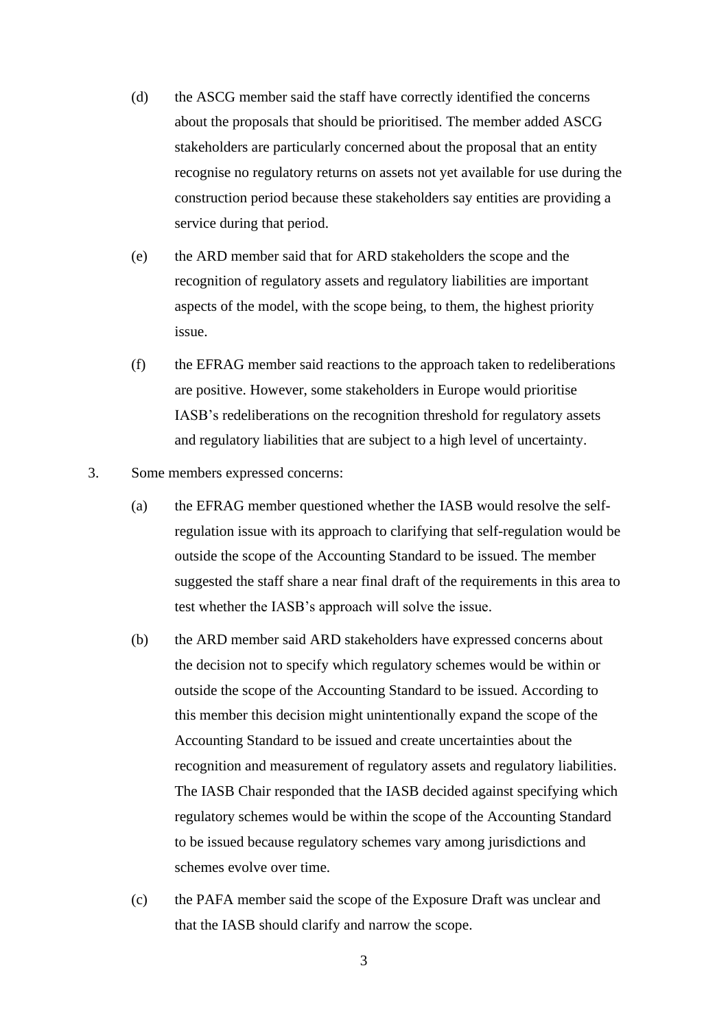(d) the ASCG member said the staff have correctly identified the concerns about the proposals that should be prioritised. The member added ASCG stakeholders are particularly concerned about the proposal that an entity recognise no regulatory returns on assets not yet available for use during the construction period because these stakeholders say entities are providing a service during that period.

(e) the ARD member said that for ARD stakeholders the scope and the recognition of regulatory assets and regulatory liabilities are important aspects of the model, with the scope being, to them, the highest priority issue.

(f) the EFRAG member said reactions to the approach taken to redeliberations are positive. However, some stakeholders in Europe would prioritise IASB's redeliberations on the recognition threshold for regulatory assets and regulatory liabilities that are subject to a high level of uncertainty.

3. Some members expressed concerns:

(a) the EFRAG member questioned whether the IASB would resolve the self-regulation issue with its approach to clarifying that self-regulation would be outside the scope of the Accounting Standard to be issued. The member suggested the staff share a near final draft of the requirements in this area to test whether the IASB's approach will solve the issue.

(b) the ARD member said ARD stakeholders have expressed concerns about the decision not to specify which regulatory schemes would be within or outside the scope of the Accounting Standard to be issued. According to this member this decision might unintentionally expand the scope of the Accounting Standard to be issued and create uncertainties about the recognition and measurement of regulatory assets and regulatory liabilities. The IASB Chair responded that the IASB decided against specifying which regulatory schemes would be within the scope of the Accounting Standard to be issued because regulatory schemes vary among jurisdictions and schemes evolve over time.

(c) the PAFA member said the scope of the Exposure Draft was unclear and that the IASB should clarify and narrow the scope.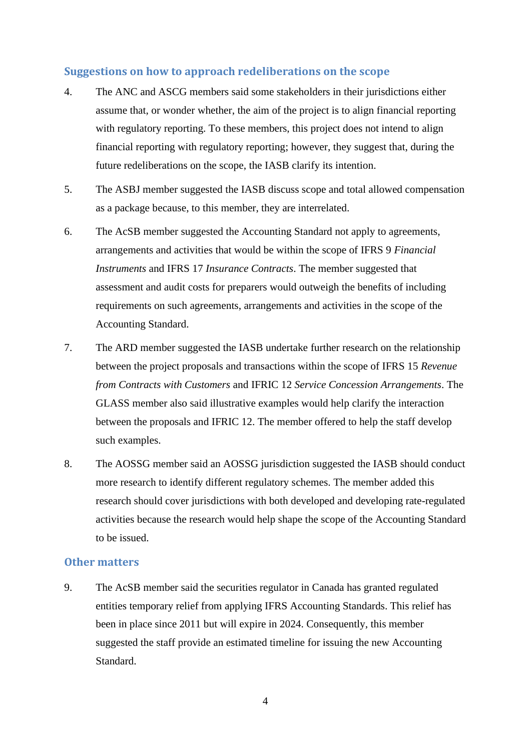## Suggestions on how to approach redeliberations on the scope

4. The ANC and ASCG members said some stakeholders in their jurisdictions either assume that, or wonder whether, the aim of the project is to align financial reporting with regulatory reporting. To these members, this project does not intend to align financial reporting with regulatory reporting; however, they suggest that, during the future redeliberations on the scope, the IASB clarify its intention.

5. The ASBJ member suggested the IASB discuss scope and total allowed compensation as a package because, to this member, they are interrelated.

6. The AcSB member suggested the Accounting Standard not apply to agreements, arrangements and activities that would be within the scope of IFRS 9 *Financial Instruments* and IFRS 17 *Insurance Contracts*. The member suggested that assessment and audit costs for preparers would outweigh the benefits of including requirements on such agreements, arrangements and activities in the scope of the Accounting Standard.

7. The ARD member suggested the IASB undertake further research on the relationship between the project proposals and transactions within the scope of IFRS 15 *Revenue from Contracts with Customers* and IFRIC 12 *Service Concession Arrangements*. The GLASS member also said illustrative examples would help clarify the interaction between the proposals and IFRIC 12. The member offered to help the staff develop such examples.

8. The AOSSG member said an AOSSG jurisdiction suggested the IASB should conduct more research to identify different regulatory schemes. The member added this research should cover jurisdictions with both developed and developing rate-regulated activities because the research would help shape the scope of the Accounting Standard to be issued.

## Other matters

9. The AcSB member said the securities regulator in Canada has granted regulated entities temporary relief from applying IFRS Accounting Standards. This relief has been in place since 2011 but will expire in 2024. Consequently, this member suggested the staff provide an estimated timeline for issuing the new Accounting Standard.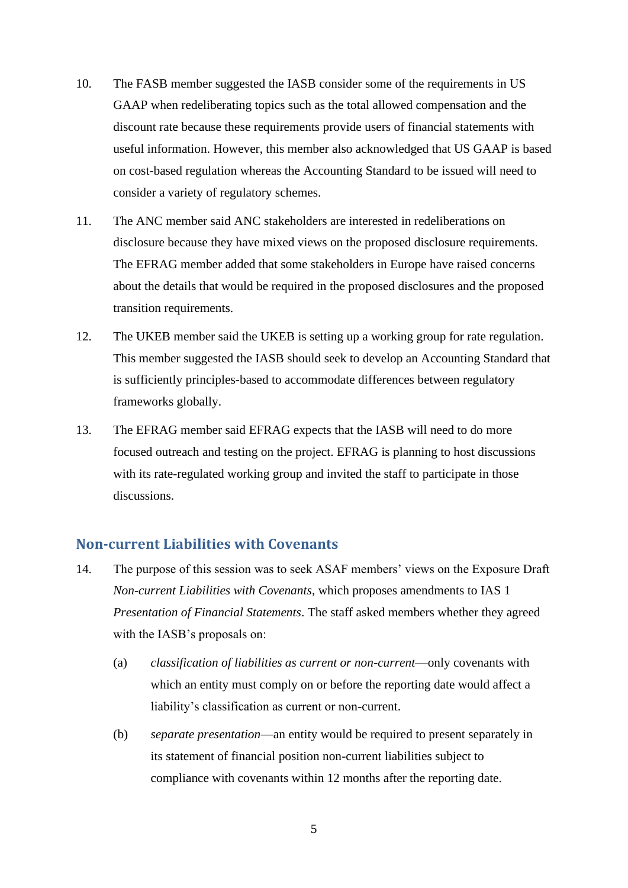10. The FASB member suggested the IASB consider some of the requirements in US GAAP when redeliberating topics such as the total allowed compensation and the discount rate because these requirements provide users of financial statements with useful information. However, this member also acknowledged that US GAAP is based on cost-based regulation whereas the Accounting Standard to be issued will need to consider a variety of regulatory schemes.

11. The ANC member said ANC stakeholders are interested in redeliberations on disclosure because they have mixed views on the proposed disclosure requirements. The EFRAG member added that some stakeholders in Europe have raised concerns about the details that would be required in the proposed disclosures and the proposed transition requirements.

12. The UKEB member said the UKEB is setting up a working group for rate regulation. This member suggested the IASB should seek to develop an Accounting Standard that is sufficiently principles-based to accommodate differences between regulatory frameworks globally.

13. The EFRAG member said EFRAG expects that the IASB will need to do more focused outreach and testing on the project. EFRAG is planning to host discussions with its rate-regulated working group and invited the staff to participate in those discussions.

## Non-current Liabilities with Covenants

14. The purpose of this session was to seek ASAF members' views on the Exposure Draft *Non-current Liabilities with Covenants*, which proposes amendments to IAS 1 *Presentation of Financial Statements*. The staff asked members whether they agreed with the IASB's proposals on:

    (a) *classification of liabilities as current or non-current*—only covenants with which an entity must comply on or before the reporting date would affect a liability's classification as current or non-current.

    (b) *separate presentation*—an entity would be required to present separately in its statement of financial position non-current liabilities subject to compliance with covenants within 12 months after the reporting date.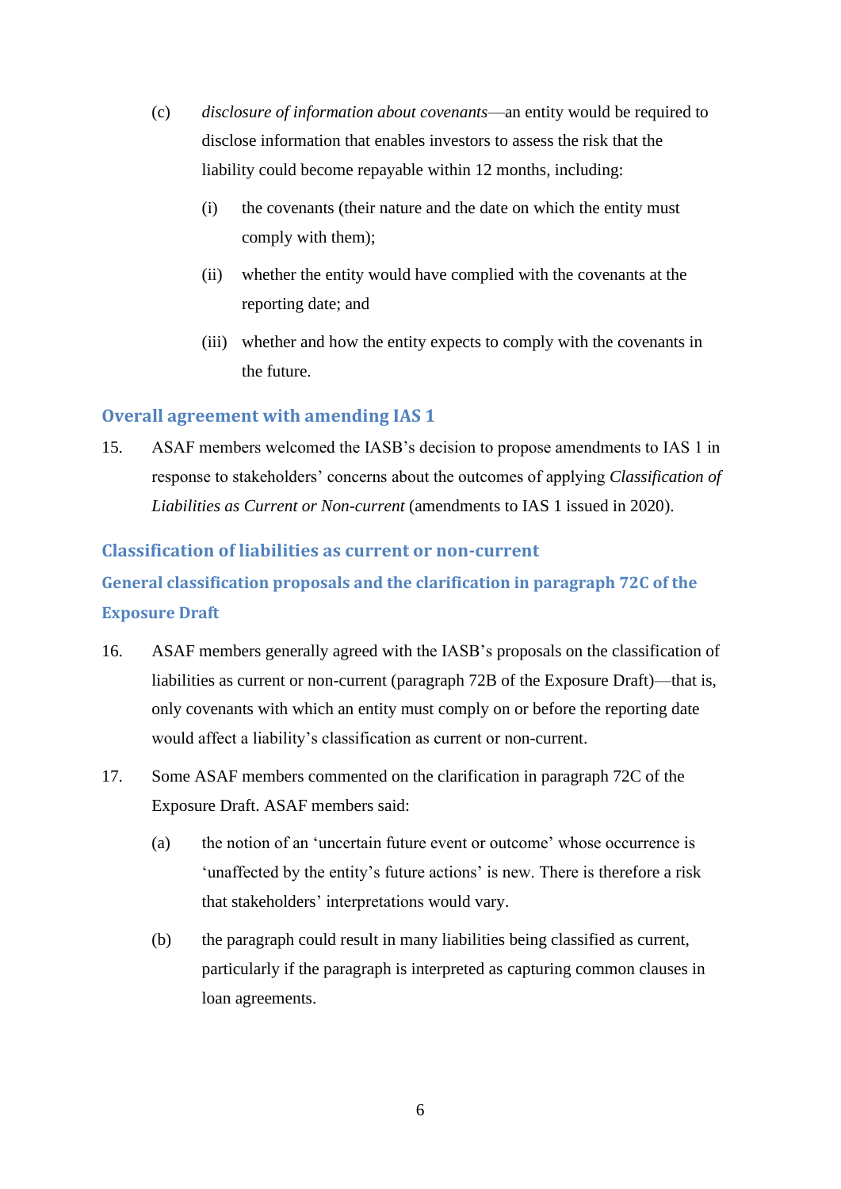(c) *disclosure of information about covenants*—an entity would be required to disclose information that enables investors to assess the risk that the liability could become repayable within 12 months, including:

   (i) the covenants (their nature and the date on which the entity must comply with them);

   (ii) whether the entity would have complied with the covenants at the reporting date; and

   (iii) whether and how the entity expects to comply with the covenants in the future.

## Overall agreement with amending IAS 1

15. ASAF members welcomed the IASB's decision to propose amendments to IAS 1 in response to stakeholders' concerns about the outcomes of applying *Classification of Liabilities as Current or Non-current* (amendments to IAS 1 issued in 2020).

## Classification of liabilities as current or non-current

### General classification proposals and the clarification in paragraph 72C of the Exposure Draft

16. ASAF members generally agreed with the IASB's proposals on the classification of liabilities as current or non-current (paragraph 72B of the Exposure Draft)—that is, only covenants with which an entity must comply on or before the reporting date would affect a liability's classification as current or non-current.

17. Some ASAF members commented on the clarification in paragraph 72C of the Exposure Draft. ASAF members said:

   (a) the notion of an 'uncertain future event or outcome' whose occurrence is 'unaffected by the entity's future actions' is new. There is therefore a risk that stakeholders' interpretations would vary.

   (b) the paragraph could result in many liabilities being classified as current, particularly if the paragraph is interpreted as capturing common clauses in loan agreements.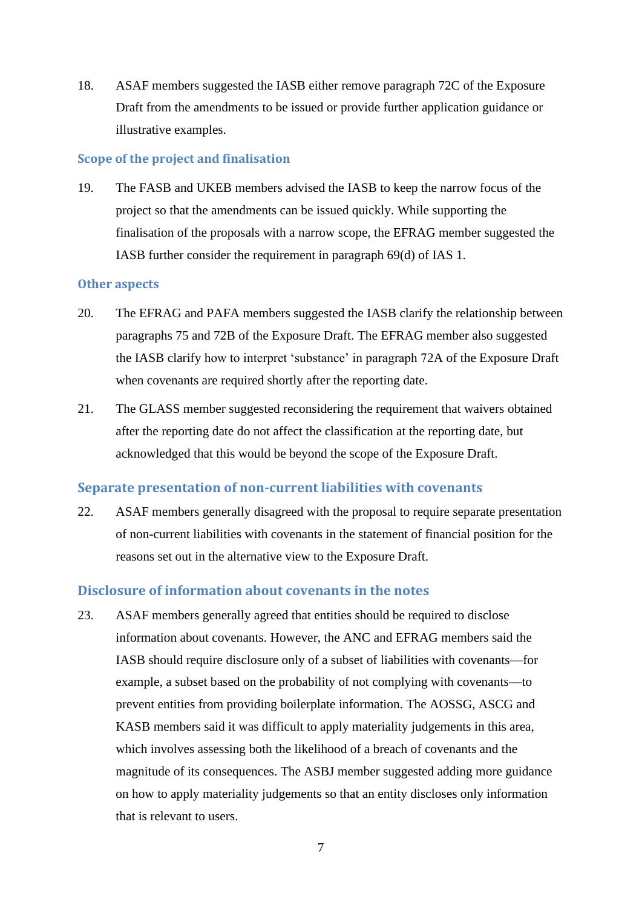18. ASAF members suggested the IASB either remove paragraph 72C of the Exposure Draft from the amendments to be issued or provide further application guidance or illustrative examples.

### Scope of the project and finalisation

19. The FASB and UKEB members advised the IASB to keep the narrow focus of the project so that the amendments can be issued quickly. While supporting the finalisation of the proposals with a narrow scope, the EFRAG member suggested the IASB further consider the requirement in paragraph 69(d) of IAS 1.

### Other aspects

20. The EFRAG and PAFA members suggested the IASB clarify the relationship between paragraphs 75 and 72B of the Exposure Draft. The EFRAG member also suggested the IASB clarify how to interpret 'substance' in paragraph 72A of the Exposure Draft when covenants are required shortly after the reporting date.

21. The GLASS member suggested reconsidering the requirement that waivers obtained after the reporting date do not affect the classification at the reporting date, but acknowledged that this would be beyond the scope of the Exposure Draft.

## Separate presentation of non-current liabilities with covenants

22. ASAF members generally disagreed with the proposal to require separate presentation of non-current liabilities with covenants in the statement of financial position for the reasons set out in the alternative view to the Exposure Draft.

## Disclosure of information about covenants in the notes

23. ASAF members generally agreed that entities should be required to disclose information about covenants. However, the ANC and EFRAG members said the IASB should require disclosure only of a subset of liabilities with covenants—for example, a subset based on the probability of not complying with covenants—to prevent entities from providing boilerplate information. The AOSSG, ASCG and KASB members said it was difficult to apply materiality judgements in this area, which involves assessing both the likelihood of a breach of covenants and the magnitude of its consequences. The ASBJ member suggested adding more guidance on how to apply materiality judgements so that an entity discloses only information that is relevant to users.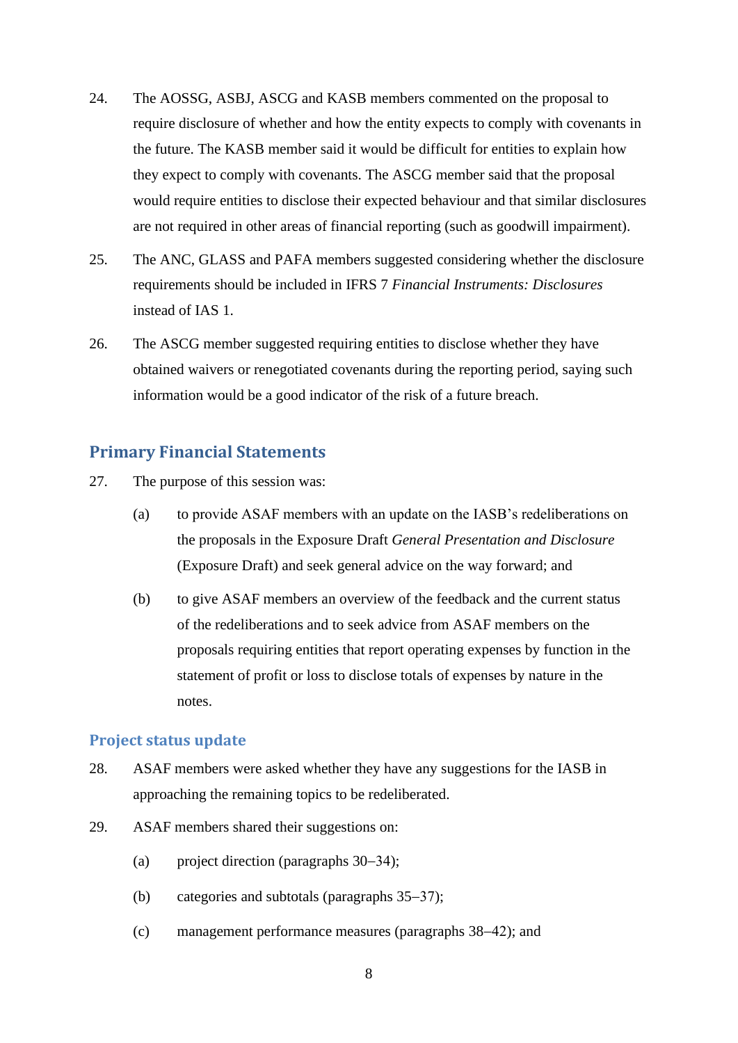24. The AOSSG, ASBJ, ASCG and KASB members commented on the proposal to require disclosure of whether and how the entity expects to comply with covenants in the future. The KASB member said it would be difficult for entities to explain how they expect to comply with covenants. The ASCG member said that the proposal would require entities to disclose their expected behaviour and that similar disclosures are not required in other areas of financial reporting (such as goodwill impairment).

25. The ANC, GLASS and PAFA members suggested considering whether the disclosure requirements should be included in IFRS 7 *Financial Instruments: Disclosures* instead of IAS 1.

26. The ASCG member suggested requiring entities to disclose whether they have obtained waivers or renegotiated covenants during the reporting period, saying such information would be a good indicator of the risk of a future breach.

## Primary Financial Statements

27. The purpose of this session was:

    (a) to provide ASAF members with an update on the IASB's redeliberations on the proposals in the Exposure Draft *General Presentation and Disclosure* (Exposure Draft) and seek general advice on the way forward; and

    (b) to give ASAF members an overview of the feedback and the current status of the redeliberations and to seek advice from ASAF members on the proposals requiring entities that report operating expenses by function in the statement of profit or loss to disclose totals of expenses by nature in the notes.

### Project status update

28. ASAF members were asked whether they have any suggestions for the IASB in approaching the remaining topics to be redeliberated.

29. ASAF members shared their suggestions on:

    (a) project direction (paragraphs 30–34);

    (b) categories and subtotals (paragraphs 35–37);

    (c) management performance measures (paragraphs 38–42); and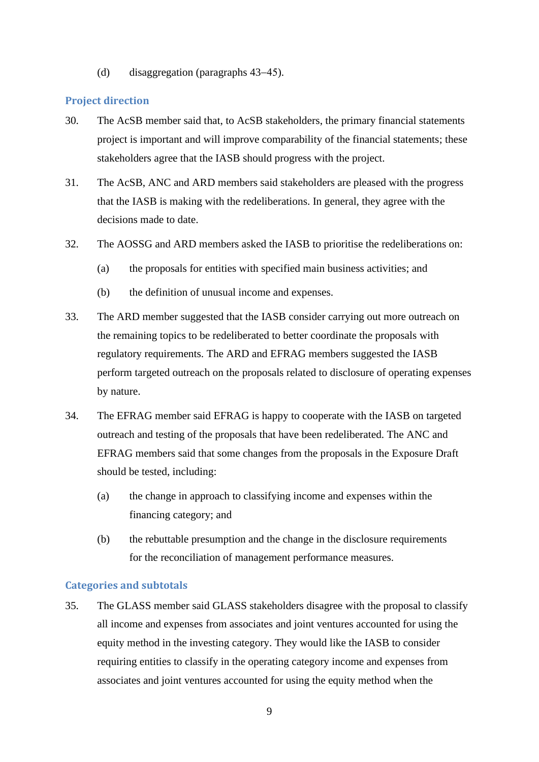(d) disaggregation (paragraphs 43–45).

## Project direction

30. The AcSB member said that, to AcSB stakeholders, the primary financial statements project is important and will improve comparability of the financial statements; these stakeholders agree that the IASB should progress with the project.

31. The AcSB, ANC and ARD members said stakeholders are pleased with the progress that the IASB is making with the redeliberations. In general, they agree with the decisions made to date.

32. The AOSSG and ARD members asked the IASB to prioritise the redeliberations on:

    (a) the proposals for entities with specified main business activities; and

    (b) the definition of unusual income and expenses.

33. The ARD member suggested that the IASB consider carrying out more outreach on the remaining topics to be redeliberated to better coordinate the proposals with regulatory requirements. The ARD and EFRAG members suggested the IASB perform targeted outreach on the proposals related to disclosure of operating expenses by nature.

34. The EFRAG member said EFRAG is happy to cooperate with the IASB on targeted outreach and testing of the proposals that have been redeliberated. The ANC and EFRAG members said that some changes from the proposals in the Exposure Draft should be tested, including:

    (a) the change in approach to classifying income and expenses within the financing category; and

    (b) the rebuttable presumption and the change in the disclosure requirements for the reconciliation of management performance measures.

## Categories and subtotals

35. The GLASS member said GLASS stakeholders disagree with the proposal to classify all income and expenses from associates and joint ventures accounted for using the equity method in the investing category. They would like the IASB to consider requiring entities to classify in the operating category income and expenses from associates and joint ventures accounted for using the equity method when the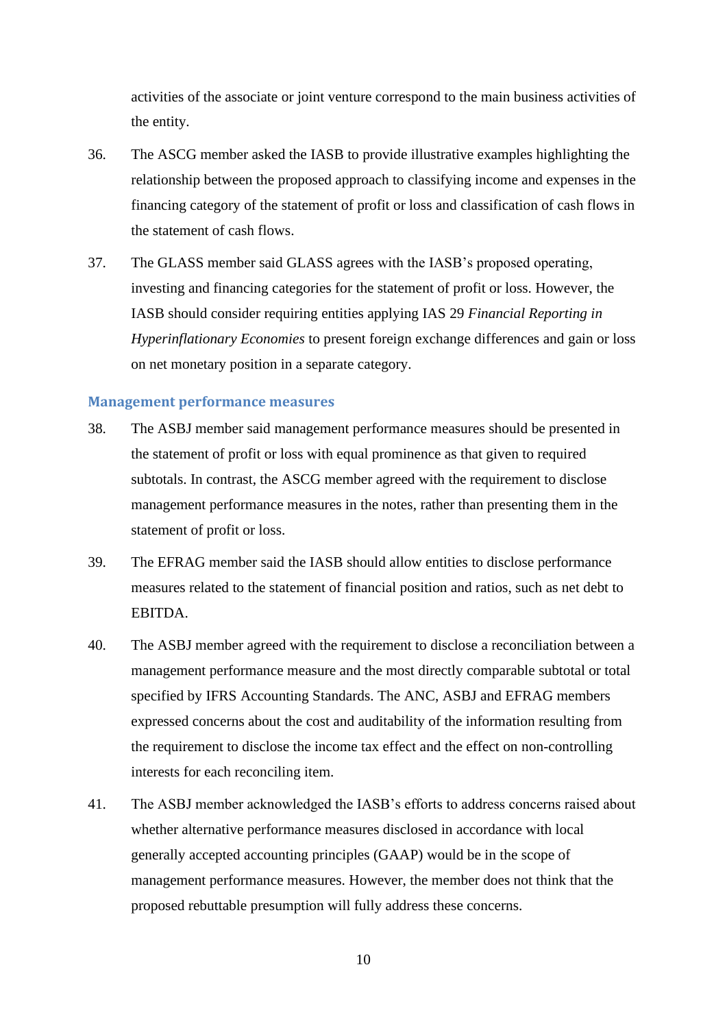activities of the associate or joint venture correspond to the main business activities of the entity.

36. The ASCG member asked the IASB to provide illustrative examples highlighting the relationship between the proposed approach to classifying income and expenses in the financing category of the statement of profit or loss and classification of cash flows in the statement of cash flows.

37. The GLASS member said GLASS agrees with the IASB's proposed operating, investing and financing categories for the statement of profit or loss. However, the IASB should consider requiring entities applying IAS 29 *Financial Reporting in Hyperinflationary Economies* to present foreign exchange differences and gain or loss on net monetary position in a separate category.

### Management performance measures

38. The ASBJ member said management performance measures should be presented in the statement of profit or loss with equal prominence as that given to required subtotals. In contrast, the ASCG member agreed with the requirement to disclose management performance measures in the notes, rather than presenting them in the statement of profit or loss.

39. The EFRAG member said the IASB should allow entities to disclose performance measures related to the statement of financial position and ratios, such as net debt to EBITDA.

40. The ASBJ member agreed with the requirement to disclose a reconciliation between a management performance measure and the most directly comparable subtotal or total specified by IFRS Accounting Standards. The ANC, ASBJ and EFRAG members expressed concerns about the cost and auditability of the information resulting from the requirement to disclose the income tax effect and the effect on non-controlling interests for each reconciling item.

41. The ASBJ member acknowledged the IASB's efforts to address concerns raised about whether alternative performance measures disclosed in accordance with local generally accepted accounting principles (GAAP) would be in the scope of management performance measures. However, the member does not think that the proposed rebuttable presumption will fully address these concerns.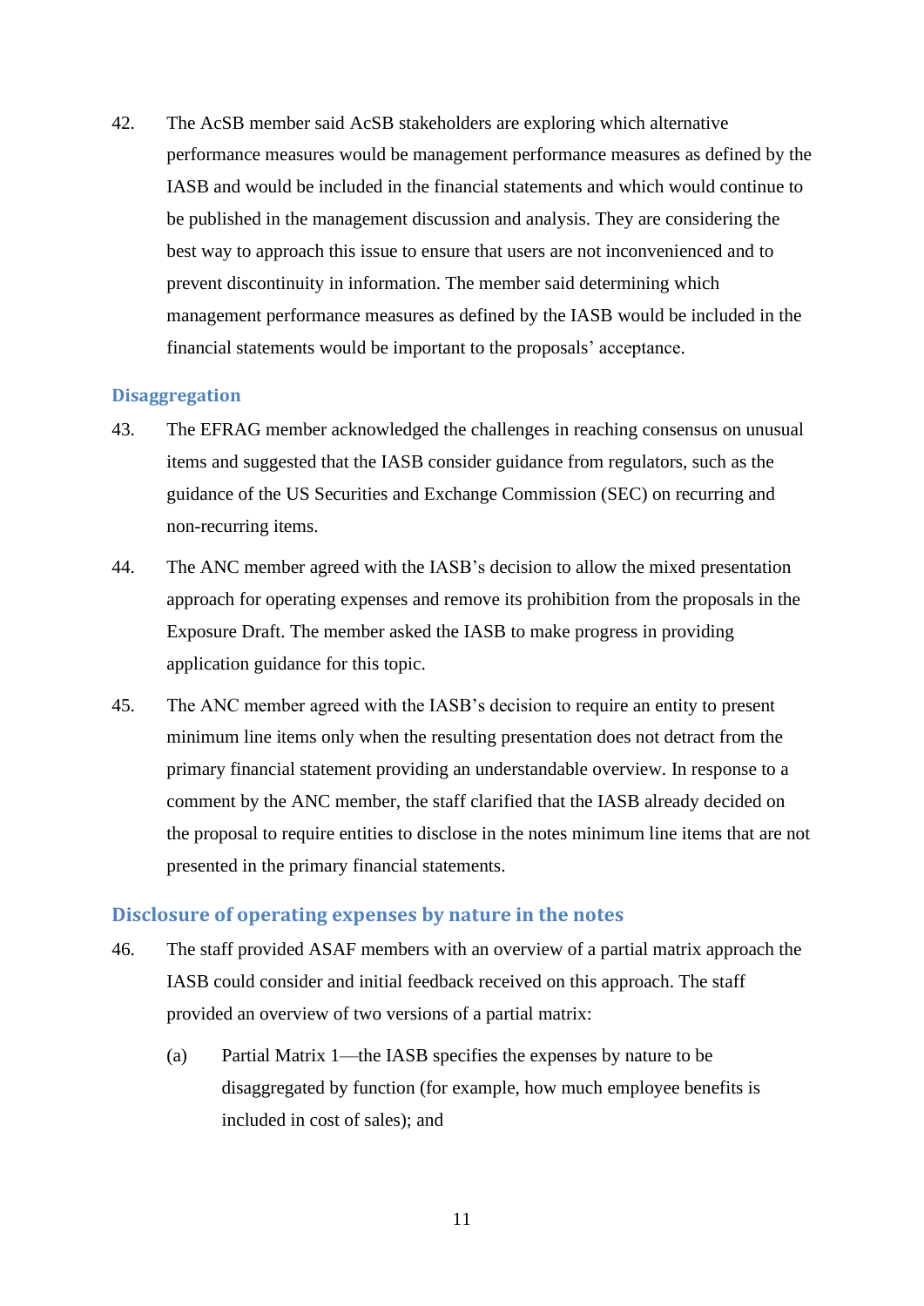42. The AcSB member said AcSB stakeholders are exploring which alternative performance measures would be management performance measures as defined by the IASB and would be included in the financial statements and which would continue to be published in the management discussion and analysis. They are considering the best way to approach this issue to ensure that users are not inconvenienced and to prevent discontinuity in information. The member said determining which management performance measures as defined by the IASB would be included in the financial statements would be important to the proposals' acceptance.

### Disaggregation

43. The EFRAG member acknowledged the challenges in reaching consensus on unusual items and suggested that the IASB consider guidance from regulators, such as the guidance of the US Securities and Exchange Commission (SEC) on recurring and non-recurring items.

44. The ANC member agreed with the IASB's decision to allow the mixed presentation approach for operating expenses and remove its prohibition from the proposals in the Exposure Draft. The member asked the IASB to make progress in providing application guidance for this topic.

45. The ANC member agreed with the IASB's decision to require an entity to present minimum line items only when the resulting presentation does not detract from the primary financial statement providing an understandable overview. In response to a comment by the ANC member, the staff clarified that the IASB already decided on the proposal to require entities to disclose in the notes minimum line items that are not presented in the primary financial statements.

### Disclosure of operating expenses by nature in the notes

46. The staff provided ASAF members with an overview of a partial matrix approach the IASB could consider and initial feedback received on this approach. The staff provided an overview of two versions of a partial matrix:

    (a) Partial Matrix 1—the IASB specifies the expenses by nature to be disaggregated by function (for example, how much employee benefits is included in cost of sales); and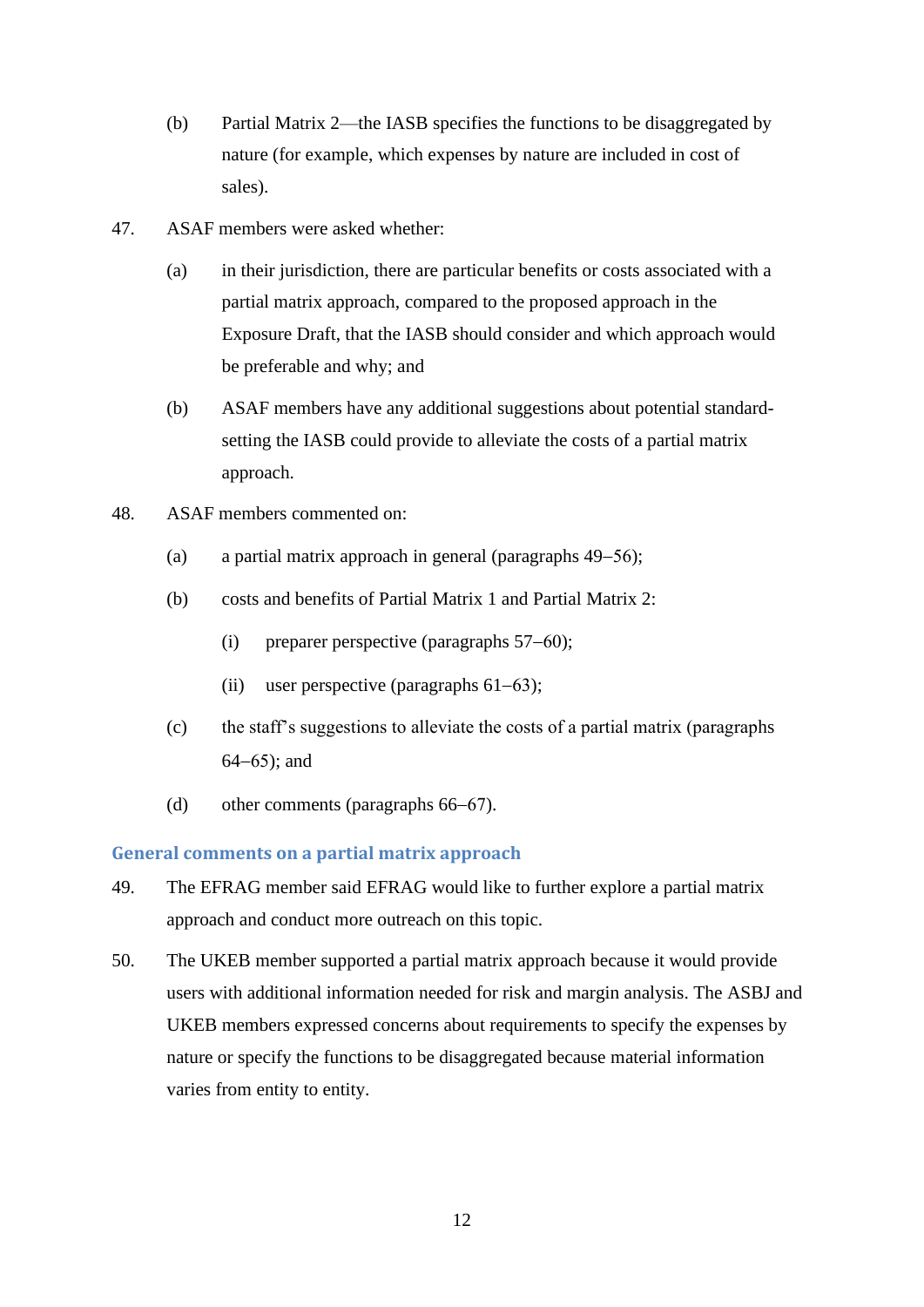(b) Partial Matrix 2—the IASB specifies the functions to be disaggregated by nature (for example, which expenses by nature are included in cost of sales).

47. ASAF members were asked whether:

    (a) in their jurisdiction, there are particular benefits or costs associated with a partial matrix approach, compared to the proposed approach in the Exposure Draft, that the IASB should consider and which approach would be preferable and why; and

    (b) ASAF members have any additional suggestions about potential standard-setting the IASB could provide to alleviate the costs of a partial matrix approach.

48. ASAF members commented on:

    (a) a partial matrix approach in general (paragraphs 49–56);

    (b) costs and benefits of Partial Matrix 1 and Partial Matrix 2:

        (i) preparer perspective (paragraphs 57–60);

        (ii) user perspective (paragraphs 61–63);

    (c) the staff's suggestions to alleviate the costs of a partial matrix (paragraphs 64–65); and

    (d) other comments (paragraphs 66–67).

### General comments on a partial matrix approach

49. The EFRAG member said EFRAG would like to further explore a partial matrix approach and conduct more outreach on this topic.

50. The UKEB member supported a partial matrix approach because it would provide users with additional information needed for risk and margin analysis. The ASBJ and UKEB members expressed concerns about requirements to specify the expenses by nature or specify the functions to be disaggregated because material information varies from entity to entity.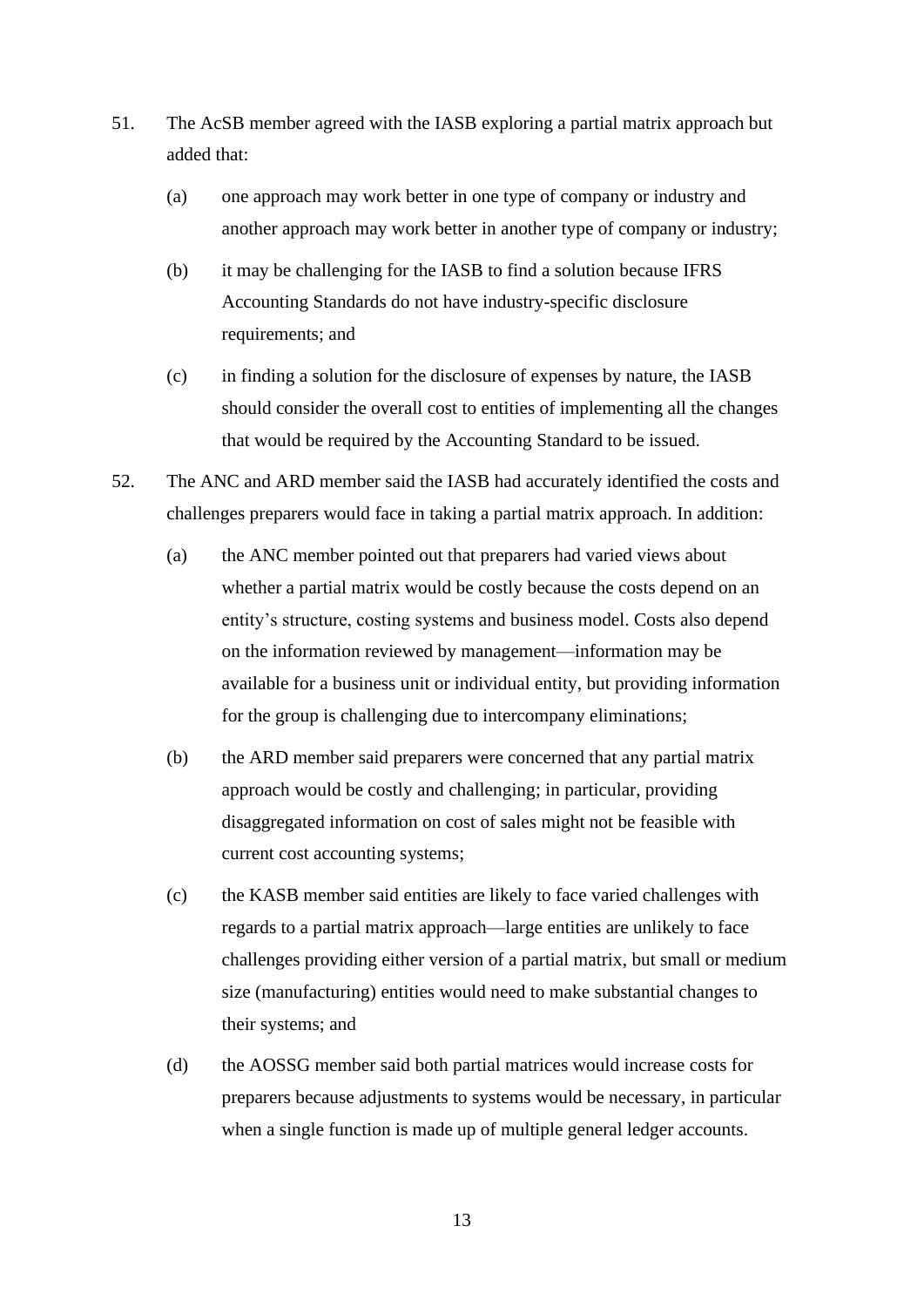51. The AcSB member agreed with the IASB exploring a partial matrix approach but added that:

    (a) one approach may work better in one type of company or industry and another approach may work better in another type of company or industry;

    (b) it may be challenging for the IASB to find a solution because IFRS Accounting Standards do not have industry-specific disclosure requirements; and

    (c) in finding a solution for the disclosure of expenses by nature, the IASB should consider the overall cost to entities of implementing all the changes that would be required by the Accounting Standard to be issued.

52. The ANC and ARD member said the IASB had accurately identified the costs and challenges preparers would face in taking a partial matrix approach. In addition:

    (a) the ANC member pointed out that preparers had varied views about whether a partial matrix would be costly because the costs depend on an entity's structure, costing systems and business model. Costs also depend on the information reviewed by management—information may be available for a business unit or individual entity, but providing information for the group is challenging due to intercompany eliminations;

    (b) the ARD member said preparers were concerned that any partial matrix approach would be costly and challenging; in particular, providing disaggregated information on cost of sales might not be feasible with current cost accounting systems;

    (c) the KASB member said entities are likely to face varied challenges with regards to a partial matrix approach—large entities are unlikely to face challenges providing either version of a partial matrix, but small or medium size (manufacturing) entities would need to make substantial changes to their systems; and

    (d) the AOSSG member said both partial matrices would increase costs for preparers because adjustments to systems would be necessary, in particular when a single function is made up of multiple general ledger accounts.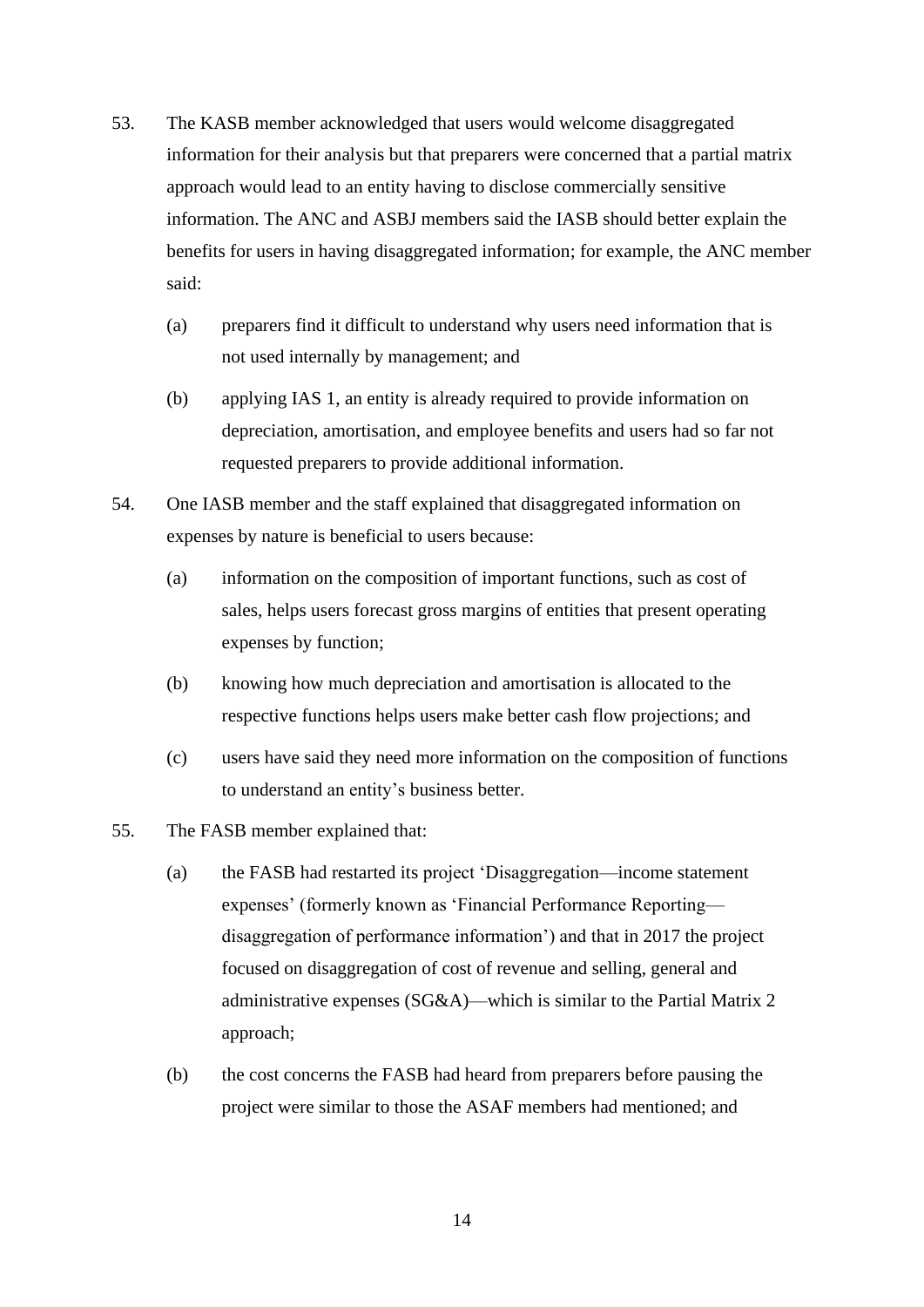53. The KASB member acknowledged that users would welcome disaggregated information for their analysis but that preparers were concerned that a partial matrix approach would lead to an entity having to disclose commercially sensitive information. The ANC and ASBJ members said the IASB should better explain the benefits for users in having disaggregated information; for example, the ANC member said:

    (a) preparers find it difficult to understand why users need information that is not used internally by management; and

    (b) applying IAS 1, an entity is already required to provide information on depreciation, amortisation, and employee benefits and users had so far not requested preparers to provide additional information.

54. One IASB member and the staff explained that disaggregated information on expenses by nature is beneficial to users because:

    (a) information on the composition of important functions, such as cost of sales, helps users forecast gross margins of entities that present operating expenses by function;

    (b) knowing how much depreciation and amortisation is allocated to the respective functions helps users make better cash flow projections; and

    (c) users have said they need more information on the composition of functions to understand an entity's business better.

55. The FASB member explained that:

    (a) the FASB had restarted its project 'Disaggregation—income statement expenses' (formerly known as 'Financial Performance Reporting—disaggregation of performance information') and that in 2017 the project focused on disaggregation of cost of revenue and selling, general and administrative expenses (SG&A)—which is similar to the Partial Matrix 2 approach;

    (b) the cost concerns the FASB had heard from preparers before pausing the project were similar to those the ASAF members had mentioned; and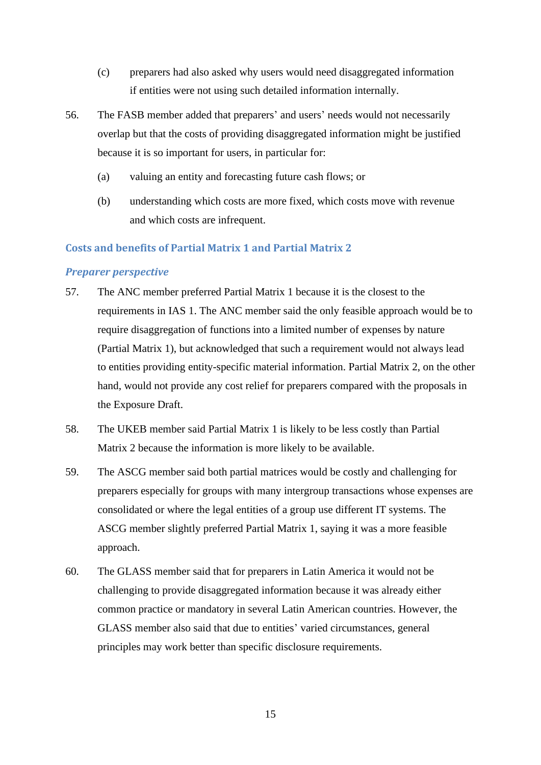(c) preparers had also asked why users would need disaggregated information if entities were not using such detailed information internally.

56. The FASB member added that preparers' and users' needs would not necessarily overlap but that the costs of providing disaggregated information might be justified because it is so important for users, in particular for:

    (a) valuing an entity and forecasting future cash flows; or

    (b) understanding which costs are more fixed, which costs move with revenue and which costs are infrequent.

## Costs and benefits of Partial Matrix 1 and Partial Matrix 2

### *Preparer perspective*

57. The ANC member preferred Partial Matrix 1 because it is the closest to the requirements in IAS 1. The ANC member said the only feasible approach would be to require disaggregation of functions into a limited number of expenses by nature (Partial Matrix 1), but acknowledged that such a requirement would not always lead to entities providing entity-specific material information. Partial Matrix 2, on the other hand, would not provide any cost relief for preparers compared with the proposals in the Exposure Draft.

58. The UKEB member said Partial Matrix 1 is likely to be less costly than Partial Matrix 2 because the information is more likely to be available.

59. The ASCG member said both partial matrices would be costly and challenging for preparers especially for groups with many intergroup transactions whose expenses are consolidated or where the legal entities of a group use different IT systems. The ASCG member slightly preferred Partial Matrix 1, saying it was a more feasible approach.

60. The GLASS member said that for preparers in Latin America it would not be challenging to provide disaggregated information because it was already either common practice or mandatory in several Latin American countries. However, the GLASS member also said that due to entities' varied circumstances, general principles may work better than specific disclosure requirements.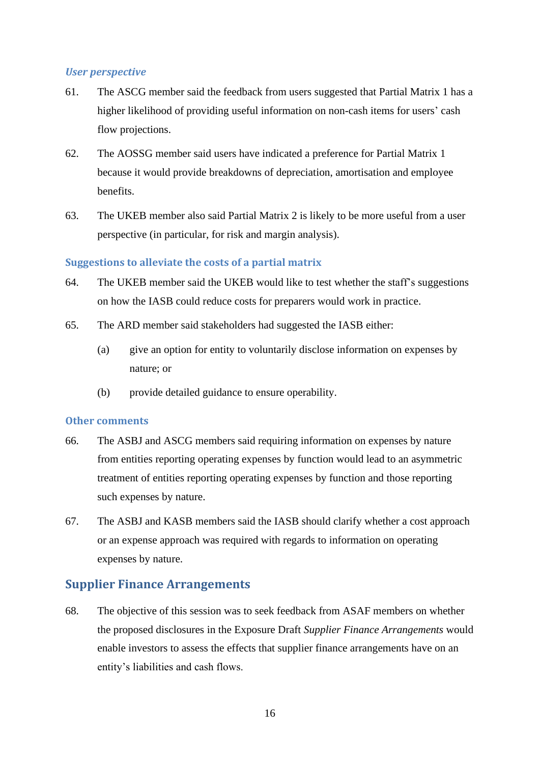### *User perspective*

61. The ASCG member said the feedback from users suggested that Partial Matrix 1 has a higher likelihood of providing useful information on non-cash items for users' cash flow projections.

62. The AOSSG member said users have indicated a preference for Partial Matrix 1 because it would provide breakdowns of depreciation, amortisation and employee benefits.

63. The UKEB member also said Partial Matrix 2 is likely to be more useful from a user perspective (in particular, for risk and margin analysis).

### Suggestions to alleviate the costs of a partial matrix

64. The UKEB member said the UKEB would like to test whether the staff's suggestions on how the IASB could reduce costs for preparers would work in practice.

65. The ARD member said stakeholders had suggested the IASB either:

    (a) give an option for entity to voluntarily disclose information on expenses by nature; or

    (b) provide detailed guidance to ensure operability.

### Other comments

66. The ASBJ and ASCG members said requiring information on expenses by nature from entities reporting operating expenses by function would lead to an asymmetric treatment of entities reporting operating expenses by function and those reporting such expenses by nature.

67. The ASBJ and KASB members said the IASB should clarify whether a cost approach or an expense approach was required with regards to information on operating expenses by nature.

## Supplier Finance Arrangements

68. The objective of this session was to seek feedback from ASAF members on whether the proposed disclosures in the Exposure Draft *Supplier Finance Arrangements* would enable investors to assess the effects that supplier finance arrangements have on an entity's liabilities and cash flows.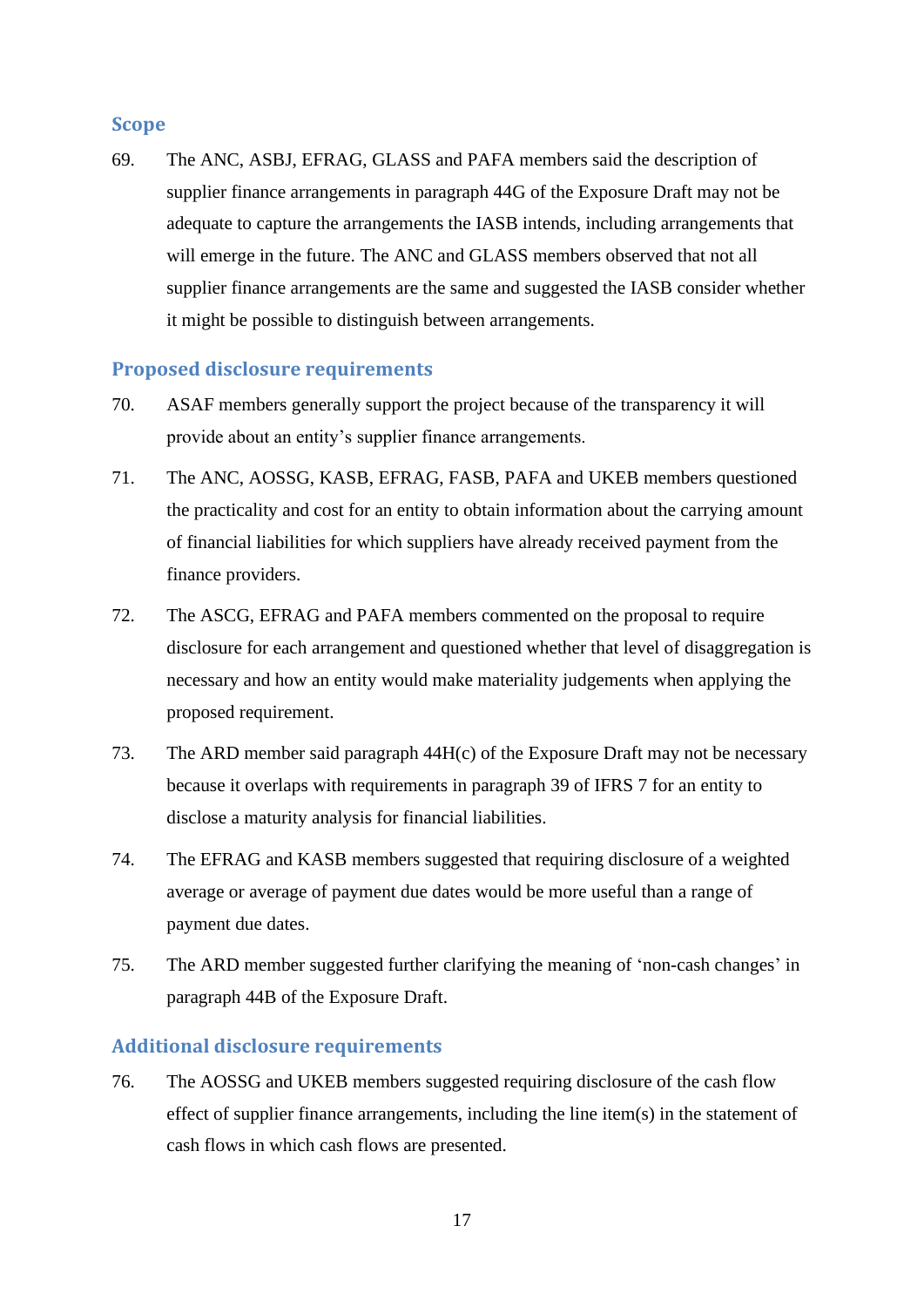## Scope

69. The ANC, ASBJ, EFRAG, GLASS and PAFA members said the description of supplier finance arrangements in paragraph 44G of the Exposure Draft may not be adequate to capture the arrangements the IASB intends, including arrangements that will emerge in the future. The ANC and GLASS members observed that not all supplier finance arrangements are the same and suggested the IASB consider whether it might be possible to distinguish between arrangements.

## Proposed disclosure requirements

70. ASAF members generally support the project because of the transparency it will provide about an entity's supplier finance arrangements.

71. The ANC, AOSSG, KASB, EFRAG, FASB, PAFA and UKEB members questioned the practicality and cost for an entity to obtain information about the carrying amount of financial liabilities for which suppliers have already received payment from the finance providers.

72. The ASCG, EFRAG and PAFA members commented on the proposal to require disclosure for each arrangement and questioned whether that level of disaggregation is necessary and how an entity would make materiality judgements when applying the proposed requirement.

73. The ARD member said paragraph 44H(c) of the Exposure Draft may not be necessary because it overlaps with requirements in paragraph 39 of IFRS 7 for an entity to disclose a maturity analysis for financial liabilities.

74. The EFRAG and KASB members suggested that requiring disclosure of a weighted average or average of payment due dates would be more useful than a range of payment due dates.

75. The ARD member suggested further clarifying the meaning of 'non-cash changes' in paragraph 44B of the Exposure Draft.

## Additional disclosure requirements

76. The AOSSG and UKEB members suggested requiring disclosure of the cash flow effect of supplier finance arrangements, including the line item(s) in the statement of cash flows in which cash flows are presented.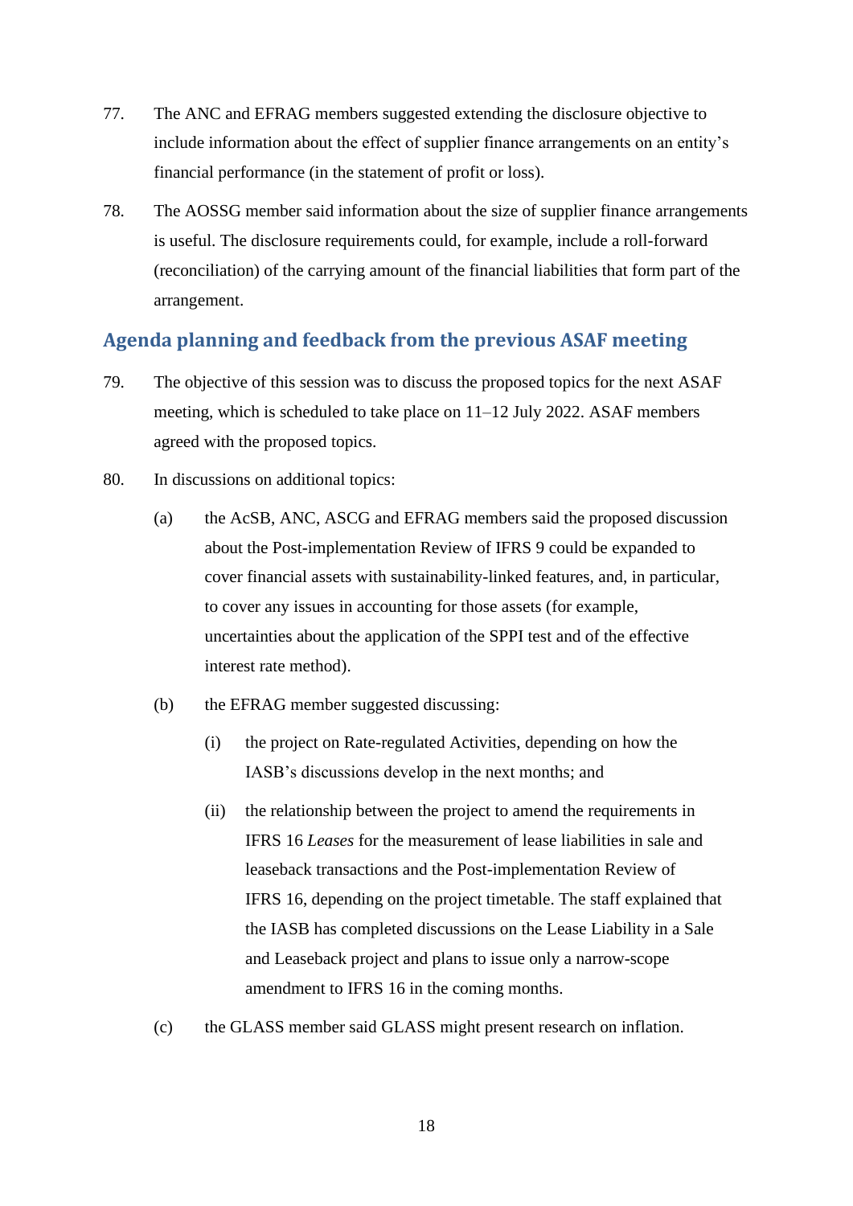77. The ANC and EFRAG members suggested extending the disclosure objective to include information about the effect of supplier finance arrangements on an entity's financial performance (in the statement of profit or loss).

78. The AOSSG member said information about the size of supplier finance arrangements is useful. The disclosure requirements could, for example, include a roll-forward (reconciliation) of the carrying amount of the financial liabilities that form part of the arrangement.

## Agenda planning and feedback from the previous ASAF meeting

79. The objective of this session was to discuss the proposed topics for the next ASAF meeting, which is scheduled to take place on 11–12 July 2022. ASAF members agreed with the proposed topics.

80. In discussions on additional topics:

    (a) the AcSB, ANC, ASCG and EFRAG members said the proposed discussion about the Post-implementation Review of IFRS 9 could be expanded to cover financial assets with sustainability-linked features, and, in particular, to cover any issues in accounting for those assets (for example, uncertainties about the application of the SPPI test and of the effective interest rate method).

    (b) the EFRAG member suggested discussing:

        (i) the project on Rate-regulated Activities, depending on how the IASB's discussions develop in the next months; and

        (ii) the relationship between the project to amend the requirements in IFRS 16 *Leases* for the measurement of lease liabilities in sale and leaseback transactions and the Post-implementation Review of IFRS 16, depending on the project timetable. The staff explained that the IASB has completed discussions on the Lease Liability in a Sale and Leaseback project and plans to issue only a narrow-scope amendment to IFRS 16 in the coming months.

    (c) the GLASS member said GLASS might present research on inflation.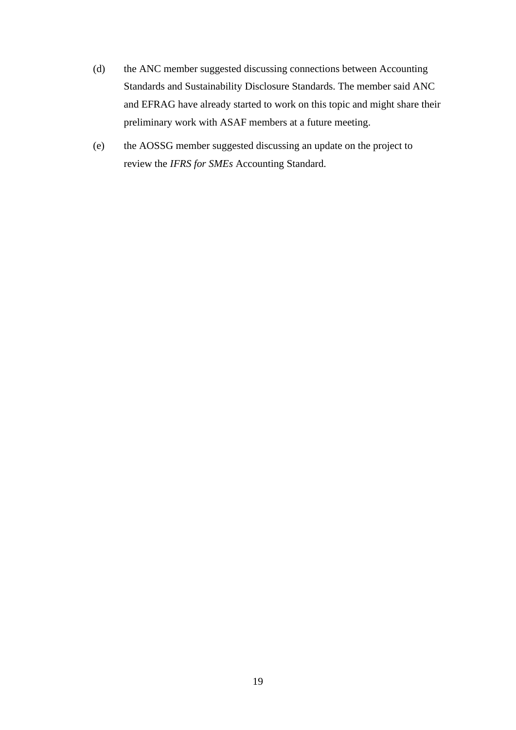(d) the ANC member suggested discussing connections between Accounting Standards and Sustainability Disclosure Standards. The member said ANC and EFRAG have already started to work on this topic and might share their preliminary work with ASAF members at a future meeting.

(e) the AOSSG member suggested discussing an update on the project to review the *IFRS for SMEs* Accounting Standard.